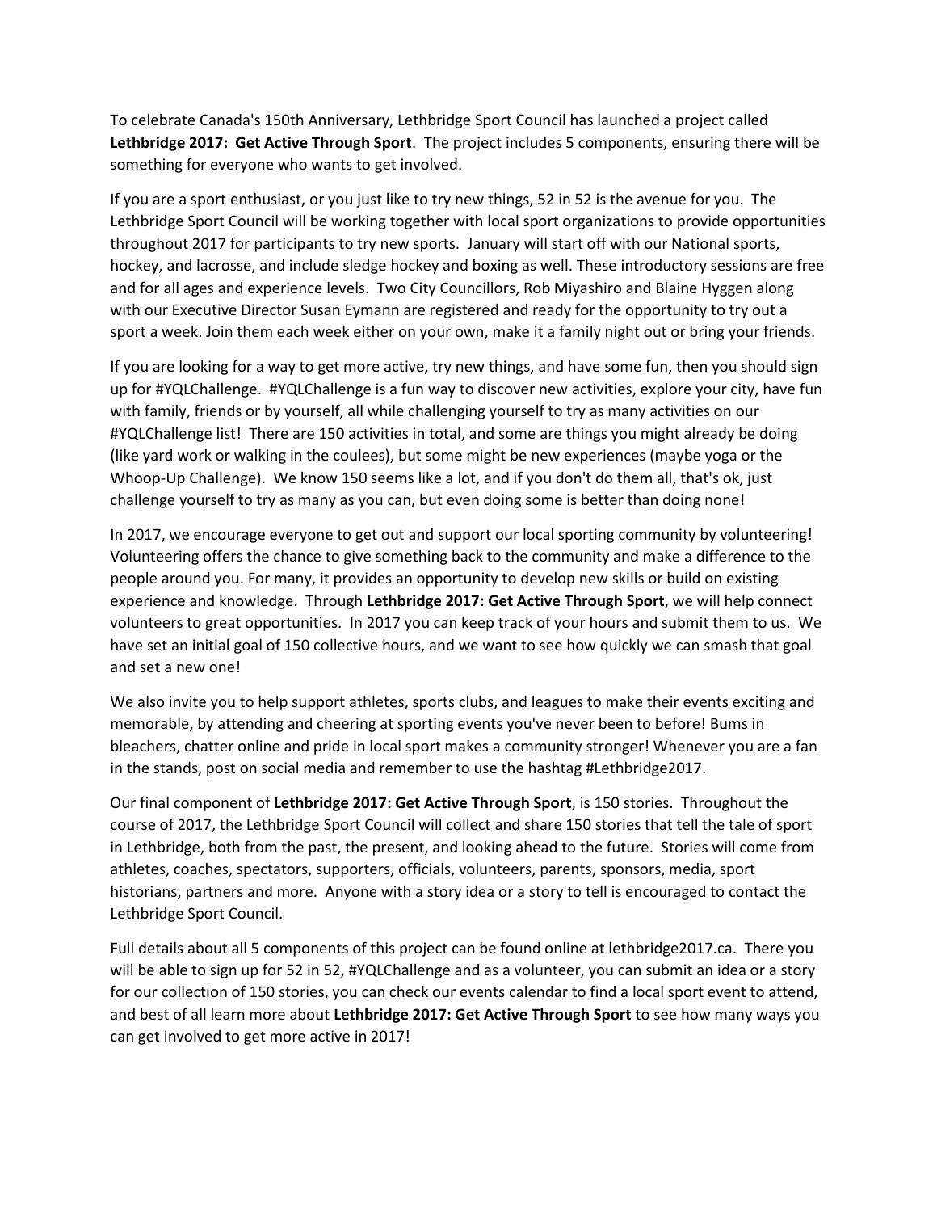To celebrate Canada's 150th Anniversary, Lethbridge Sport Council has launched a project called **Lethbridge 2017: Get Active Through Sport**. The project includes 5 components, ensuring there will be something for everyone who wants to get involved.

If you are a sport enthusiast, or you just like to try new things, 52 in 52 is the avenue for you. The Lethbridge Sport Council will be working together with local sport organizations to provide opportunities throughout 2017 for participants to try new sports. January will start off with our National sports, hockey, and lacrosse, and include sledge hockey and boxing as well. These introductory sessions are free and for all ages and experience levels. Two City Councillors, Rob Miyashiro and Blaine Hyggen along with our Executive Director Susan Eymann are registered and ready for the opportunity to try out a sport a week. Join them each week either on your own, make it a family night out or bring your friends.

If you are looking for a way to get more active, try new things, and have some fun, then you should sign up for #YQLChallenge. #YQLChallenge is a fun way to discover new activities, explore your city, have fun with family, friends or by yourself, all while challenging yourself to try as many activities on our #YQLChallenge list! There are 150 activities in total, and some are things you might already be doing (like yard work or walking in the coulees), but some might be new experiences (maybe yoga or the Whoop-Up Challenge). We know 150 seems like a lot, and if you don't do them all, that's ok, just challenge yourself to try as many as you can, but even doing some is better than doing none!

In 2017, we encourage everyone to get out and support our local sporting community by volunteering! Volunteering offers the chance to give something back to the community and make a difference to the people around you. For many, it provides an opportunity to develop new skills or build on existing experience and knowledge. Through **Lethbridge 2017: Get Active Through Sport**, we will help connect volunteers to great opportunities. In 2017 you can keep track of your hours and submit them to us. We have set an initial goal of 150 collective hours, and we want to see how quickly we can smash that goal and set a new one!

We also invite you to help support athletes, sports clubs, and leagues to make their events exciting and memorable, by attending and cheering at sporting events you've never been to before! Bums in bleachers, chatter online and pride in local sport makes a community stronger! Whenever you are a fan in the stands, post on social media and remember to use the hashtag #Lethbridge2017.

Our final component of **Lethbridge 2017: Get Active Through Sport**, is 150 stories. Throughout the course of 2017, the Lethbridge Sport Council will collect and share 150 stories that tell the tale of sport in Lethbridge, both from the past, the present, and looking ahead to the future. Stories will come from athletes, coaches, spectators, supporters, officials, volunteers, parents, sponsors, media, sport historians, partners and more. Anyone with a story idea or a story to tell is encouraged to contact the Lethbridge Sport Council.

Full details about all 5 components of this project can be found online at lethbridge2017.ca. There you will be able to sign up for 52 in 52, #YQLChallenge and as a volunteer, you can submit an idea or a story for our collection of 150 stories, you can check our events calendar to find a local sport event to attend, and best of all learn more about **Lethbridge 2017: Get Active Through Sport** to see how many ways you can get involved to get more active in 2017!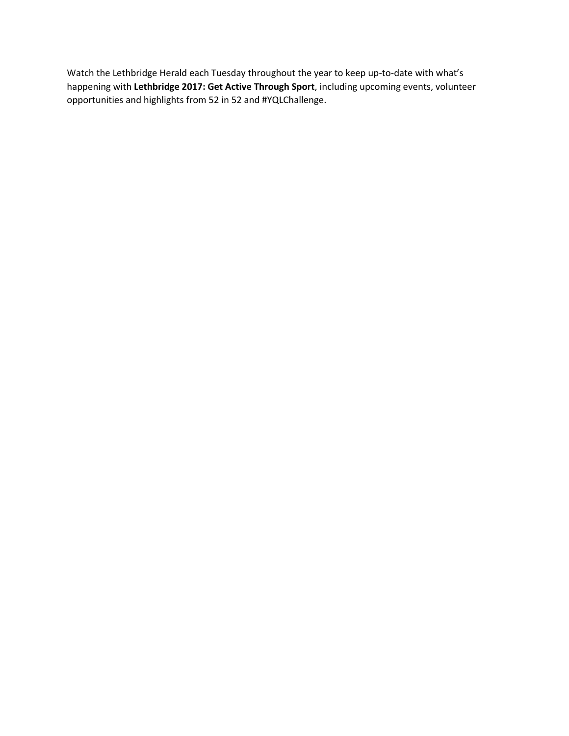Watch the Lethbridge Herald each Tuesday throughout the year to keep up-to-date with what's happening with **Lethbridge 2017: Get Active Through Sport**, including upcoming events, volunteer opportunities and highlights from 52 in 52 and #YQLChallenge.